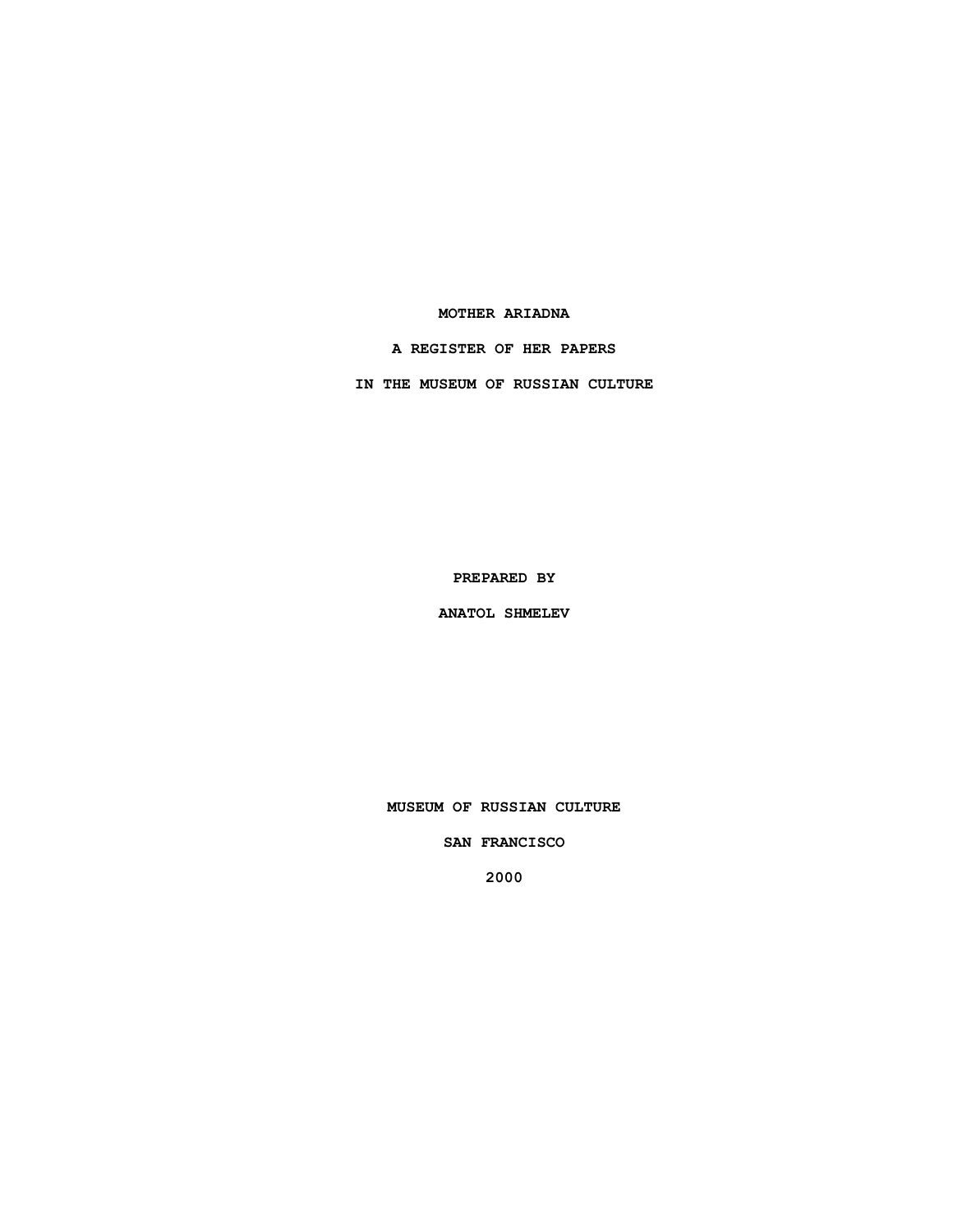# MOTHER ARIADNA

## A REGISTER OF HER PAPERS

## IN THE MUSEUM OF RUSSIAN CULTURE

PREPARED BY

ANATOL SHMELEV

MUSEUM OF RUSSIAN CULTURE

SAN FRANCISCO

2000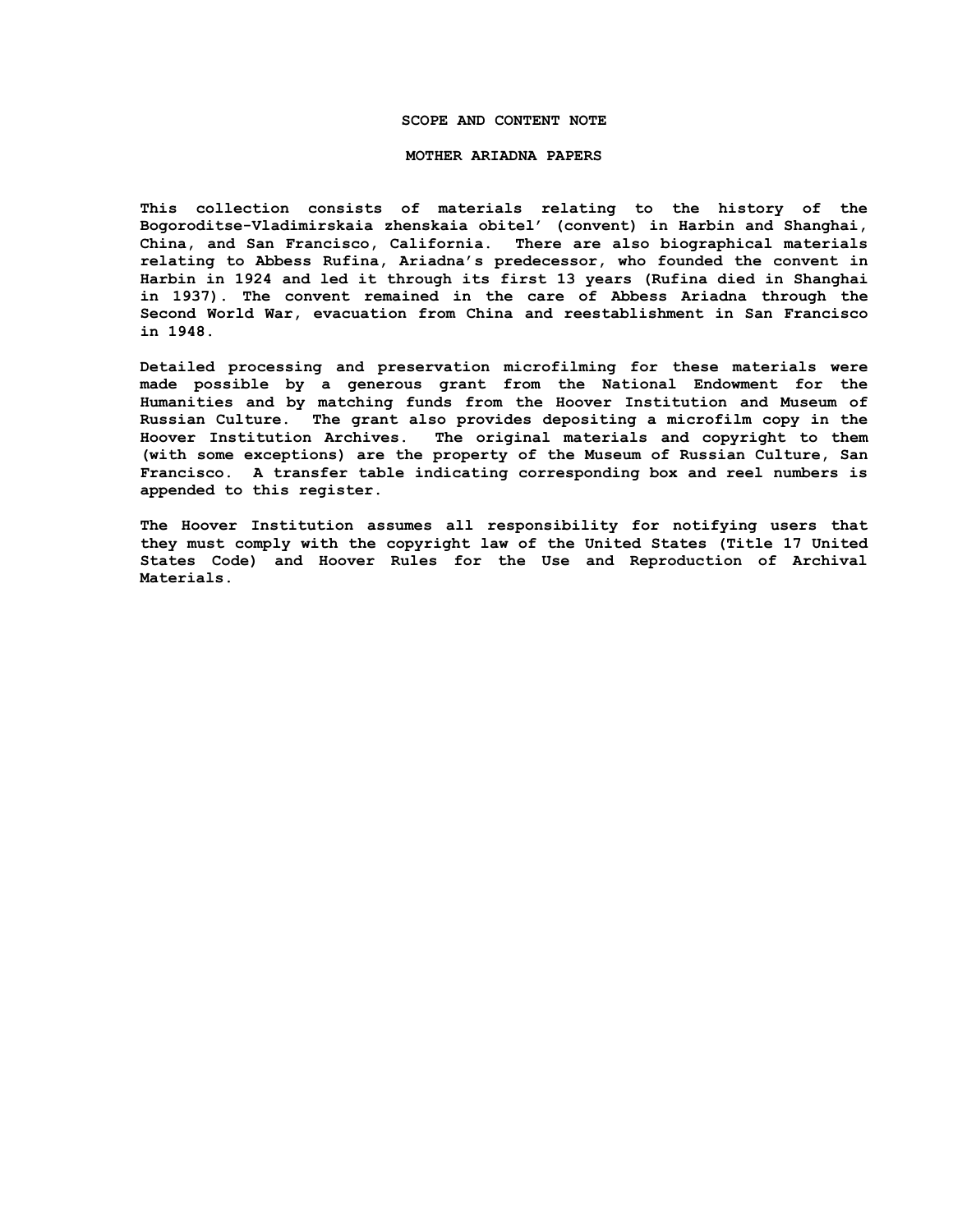## SCOPE AND CONTENT NOTE

## MOTHER ARIADNA PAPERS

This collection consists of materials relating to the history of the Bogoroditse-Vladimirskaia zhenskaia obitel' (convent) in Harbin and Shanghai, China, and San Francisco, California. There are also biographical materials relating to Abbess Rufina, Ariadna's predecessor, who founded the convent in Harbin in 1924 and led it through its first 13 years (Rufina died in Shanghai in 1937). The convent remained in the care of Abbess Ariadna through the Second World War, evacuation from China and reestablishment in San Francisco in 1948.

Detailed processing and preservation microfilming for these materials were made possible by a generous grant from the National Endowment for the Humanities and by matching funds from the Hoover Institution and Museum of Russian Culture. The grant also provides depositing a microfilm copy in the Hoover Institution Archives. The original materials and copyright to them (with some exceptions) are the property of the Museum of Russian Culture, San Francisco. A transfer table indicating corresponding box and reel numbers is appended to this register.

The Hoover Institution assumes all responsibility for notifying users that they must comply with the copyright law of the United States (Title 17 United States Code) and Hoover Rules for the Use and Reproduction of Archival Materials.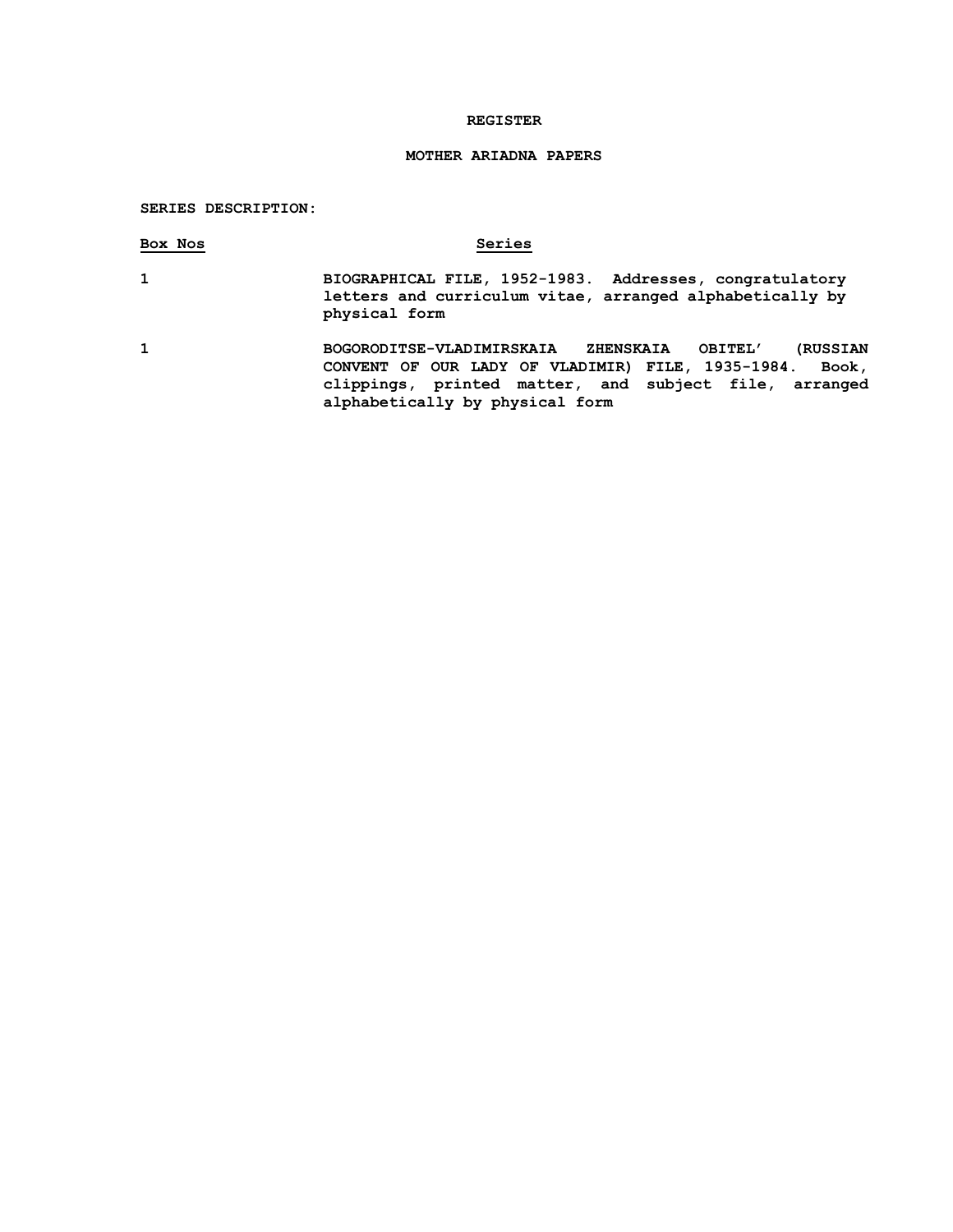# REGISTER

## MOTHER ARIADNA PAPERS

**SERIES DESCRIPTION:**

| Box Nos | Series |
|---|---|
| 1 | BIOGRAPHICAL FILE, 1952-1983. Addresses, congratulatory letters and curriculum vitae, arranged alphabetically by physical form |
| 1 | BOGORODITSE-VLADIMIRSKAIA ZHENSKAIA OBITEL' (RUSSIAN CONVENT OF OUR LADY OF VLADIMIR) FILE, 1935-1984. Book, clippings, printed matter, and subject file, arranged alphabetically by physical form |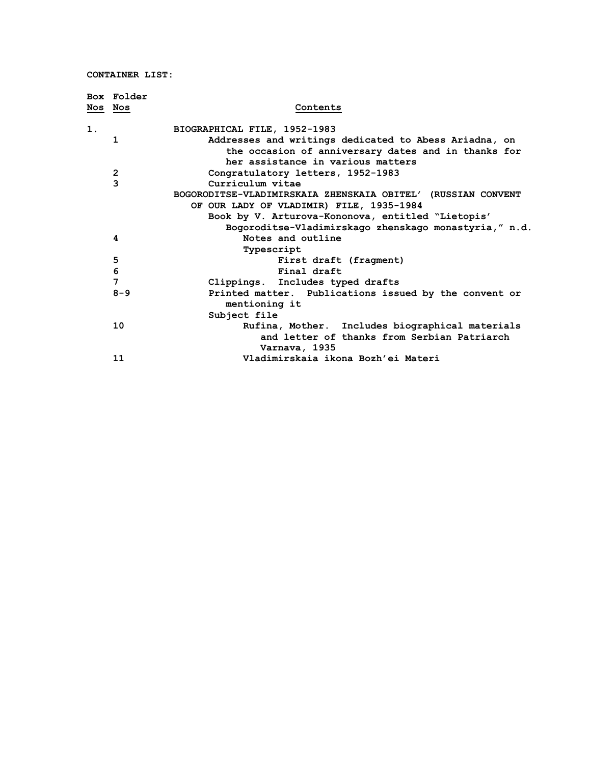CONTAINER LIST:

| Box Nos | Folder Nos | Contents |
|---|---|---|
| 1. | | BIOGRAPHICAL FILE, 1952-1983 |
| | 1 | Addresses and writings dedicated to Abess Ariadna, on the occasion of anniversary dates and in thanks for her assistance in various matters |
| | 2 | Congratulatory letters, 1952-1983 |
| | 3 | Curriculum vitae |
| | | BOGORODITSE-VLADIMIRSKAIA ZHENSKAIA OBITEL' (RUSSIAN CONVENT OF OUR LADY OF VLADIMIR) FILE, 1935-1984 |
| | | Book by V. Arturova-Kononova, entitled "Lietopis' Bogoroditse-Vladimirskago zhenskago monastyria," n.d. |
| | 4 | Notes and outline |
| | | Typescript |
| | 5 | First draft (fragment) |
| | 6 | Final draft |
| | 7 | Clippings. Includes typed drafts |
| | 8-9 | Printed matter. Publications issued by the convent or mentioning it |
| | | Subject file |
| | 10 | Rufina, Mother. Includes biographical materials and letter of thanks from Serbian Patriarch Varnava, 1935 |
| | 11 | Vladimirskaia ikona Bozh'ei Materi |